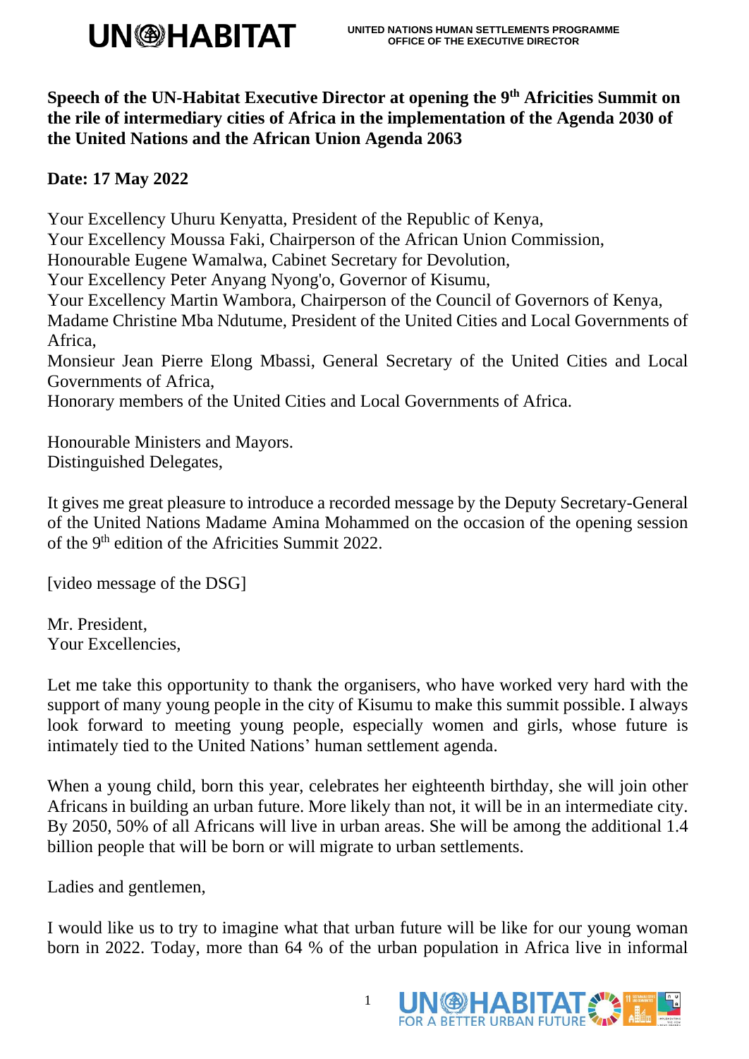UN-HABITAT

UNITED NATIONS HUMAN SETTLEMENTS PROGRAMME
OFFICE OF THE EXECUTIVE DIRECTOR

**Speech of the UN-Habitat Executive Director at opening the 9th Africities Summit on the rile of intermediary cities of Africa in the implementation of the Agenda 2030 of the United Nations and the African Union Agenda 2063**

**Date: 17 May 2022**

Your Excellency Uhuru Kenyatta, President of the Republic of Kenya,
Your Excellency Moussa Faki, Chairperson of the African Union Commission,
Honourable Eugene Wamalwa, Cabinet Secretary for Devolution,
Your Excellency Peter Anyang Nyong'o, Governor of Kisumu,
Your Excellency Martin Wambora, Chairperson of the Council of Governors of Kenya,
Madame Christine Mba Ndutume, President of the United Cities and Local Governments of Africa,
Monsieur Jean Pierre Elong Mbassi, General Secretary of the United Cities and Local Governments of Africa,
Honorary members of the United Cities and Local Governments of Africa.

Honourable Ministers and Mayors.
Distinguished Delegates,

It gives me great pleasure to introduce a recorded message by the Deputy Secretary-General of the United Nations Madame Amina Mohammed on the occasion of the opening session of the 9th edition of the Africities Summit 2022.

[video message of the DSG]

Mr. President,
Your Excellencies,

Let me take this opportunity to thank the organisers, who have worked very hard with the support of many young people in the city of Kisumu to make this summit possible. I always look forward to meeting young people, especially women and girls, whose future is intimately tied to the United Nations' human settlement agenda.

When a young child, born this year, celebrates her eighteenth birthday, she will join other Africans in building an urban future. More likely than not, it will be in an intermediate city. By 2050, 50% of all Africans will live in urban areas. She will be among the additional 1.4 billion people that will be born or will migrate to urban settlements.

Ladies and gentlemen,

I would like us to try to imagine what that urban future will be like for our young woman born in 2022. Today, more than 64 % of the urban population in Africa live in informal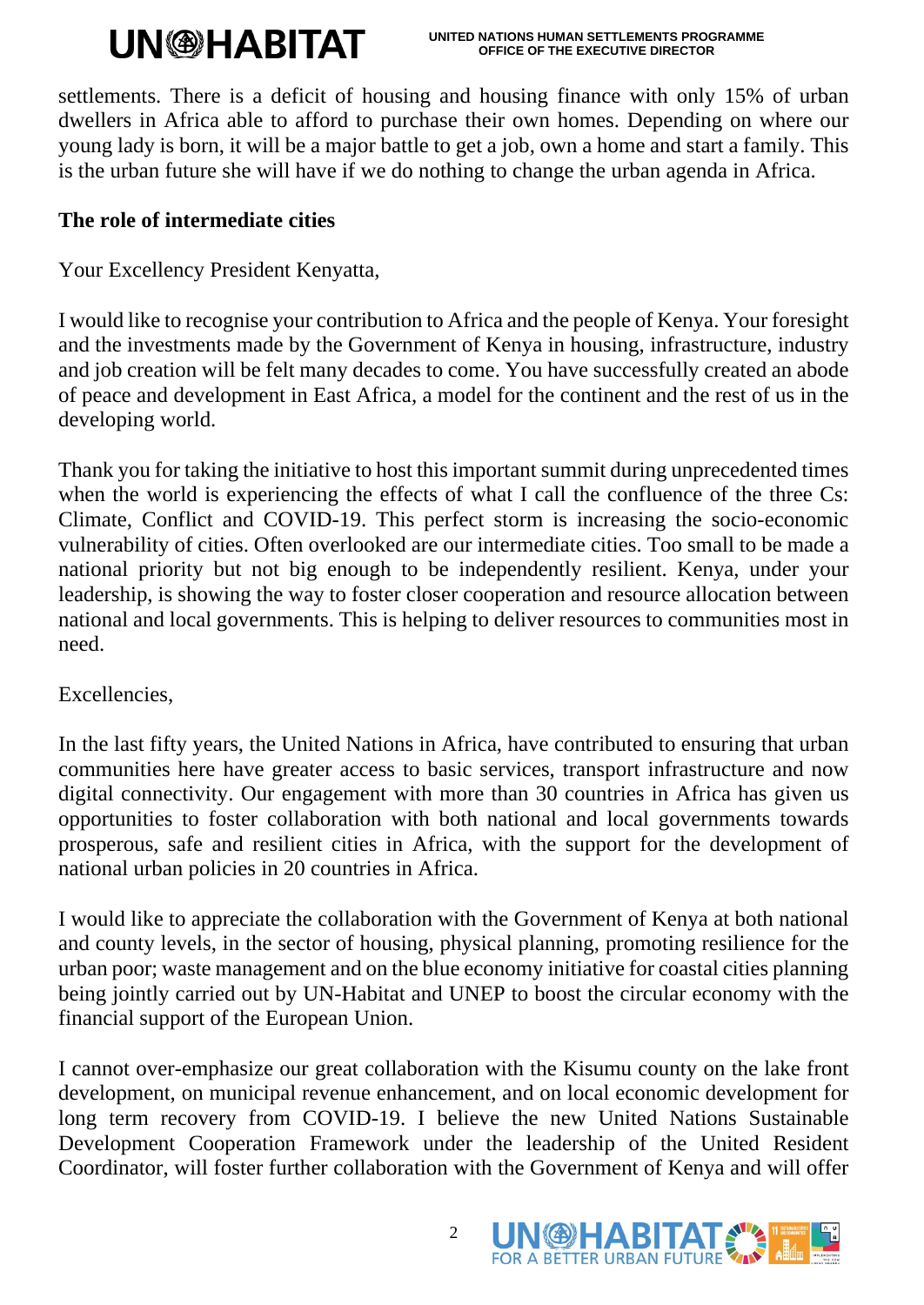settlements. There is a deficit of housing and housing finance with only 15% of urban dwellers in Africa able to afford to purchase their own homes. Depending on where our young lady is born, it will be a major battle to get a job, own a home and start a family. This is the urban future she will have if we do nothing to change the urban agenda in Africa.

**The role of intermediate cities**

Your Excellency President Kenyatta,

I would like to recognise your contribution to Africa and the people of Kenya. Your foresight and the investments made by the Government of Kenya in housing, infrastructure, industry and job creation will be felt many decades to come. You have successfully created an abode of peace and development in East Africa, a model for the continent and the rest of us in the developing world.

Thank you for taking the initiative to host this important summit during unprecedented times when the world is experiencing the effects of what I call the confluence of the three Cs: Climate, Conflict and COVID-19. This perfect storm is increasing the socio-economic vulnerability of cities. Often overlooked are our intermediate cities. Too small to be made a national priority but not big enough to be independently resilient. Kenya, under your leadership, is showing the way to foster closer cooperation and resource allocation between national and local governments. This is helping to deliver resources to communities most in need.

Excellencies,

In the last fifty years, the United Nations in Africa, have contributed to ensuring that urban communities here have greater access to basic services, transport infrastructure and now digital connectivity. Our engagement with more than 30 countries in Africa has given us opportunities to foster collaboration with both national and local governments towards prosperous, safe and resilient cities in Africa, with the support for the development of national urban policies in 20 countries in Africa.

I would like to appreciate the collaboration with the Government of Kenya at both national and county levels, in the sector of housing, physical planning, promoting resilience for the urban poor; waste management and on the blue economy initiative for coastal cities planning being jointly carried out by UN-Habitat and UNEP to boost the circular economy with the financial support of the European Union.

I cannot over-emphasize our great collaboration with the Kisumu county on the lake front development, on municipal revenue enhancement, and on local economic development for long term recovery from COVID-19. I believe the new United Nations Sustainable Development Cooperation Framework under the leadership of the United Resident Coordinator, will foster further collaboration with the Government of Kenya and will offer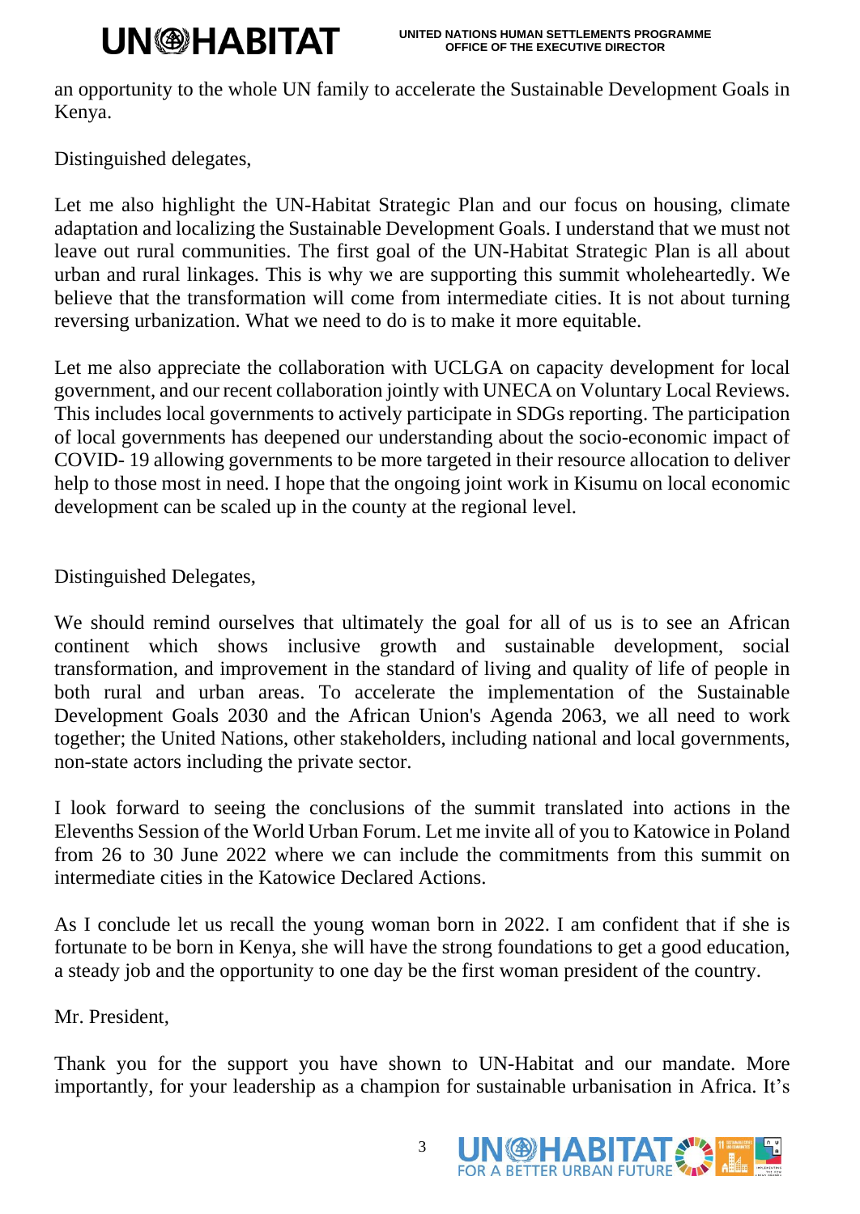an opportunity to the whole UN family to accelerate the Sustainable Development Goals in Kenya.

Distinguished delegates,

Let me also highlight the UN-Habitat Strategic Plan and our focus on housing, climate adaptation and localizing the Sustainable Development Goals. I understand that we must not leave out rural communities. The first goal of the UN-Habitat Strategic Plan is all about urban and rural linkages. This is why we are supporting this summit wholeheartedly. We believe that the transformation will come from intermediate cities. It is not about turning reversing urbanization. What we need to do is to make it more equitable.

Let me also appreciate the collaboration with UCLGA on capacity development for local government, and our recent collaboration jointly with UNECA on Voluntary Local Reviews. This includes local governments to actively participate in SDGs reporting. The participation of local governments has deepened our understanding about the socio-economic impact of COVID- 19 allowing governments to be more targeted in their resource allocation to deliver help to those most in need. I hope that the ongoing joint work in Kisumu on local economic development can be scaled up in the county at the regional level.

Distinguished Delegates,

We should remind ourselves that ultimately the goal for all of us is to see an African continent which shows inclusive growth and sustainable development, social transformation, and improvement in the standard of living and quality of life of people in both rural and urban areas. To accelerate the implementation of the Sustainable Development Goals 2030 and the African Union's Agenda 2063, we all need to work together; the United Nations, other stakeholders, including national and local governments, non-state actors including the private sector.

I look forward to seeing the conclusions of the summit translated into actions in the Elevenths Session of the World Urban Forum. Let me invite all of you to Katowice in Poland from 26 to 30 June 2022 where we can include the commitments from this summit on intermediate cities in the Katowice Declared Actions.

As I conclude let us recall the young woman born in 2022. I am confident that if she is fortunate to be born in Kenya, she will have the strong foundations to get a good education, a steady job and the opportunity to one day be the first woman president of the country.

Mr. President,

Thank you for the support you have shown to UN-Habitat and our mandate. More importantly, for your leadership as a champion for sustainable urbanisation in Africa. It's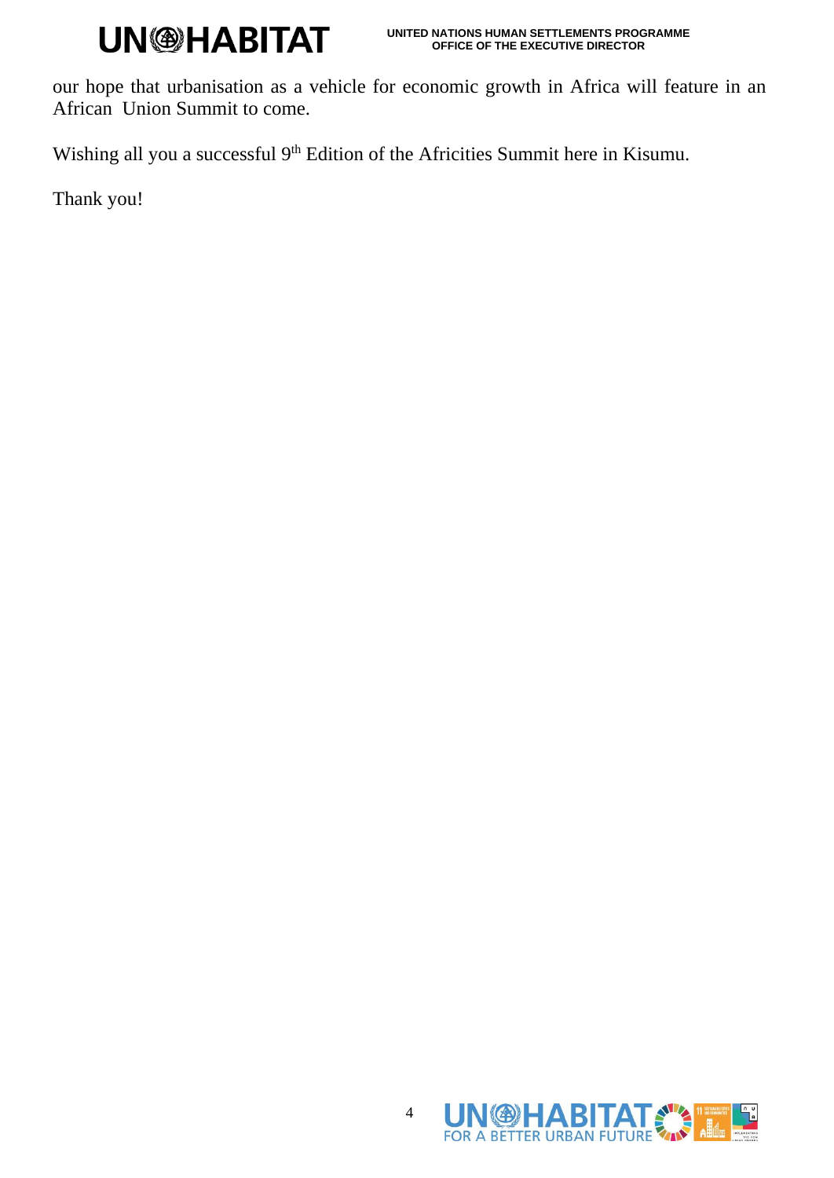our hope that urbanisation as a vehicle for economic growth in Africa will feature in an African Union Summit to come.

Wishing all you a successful 9th Edition of the Africities Summit here in Kisumu.

Thank you!